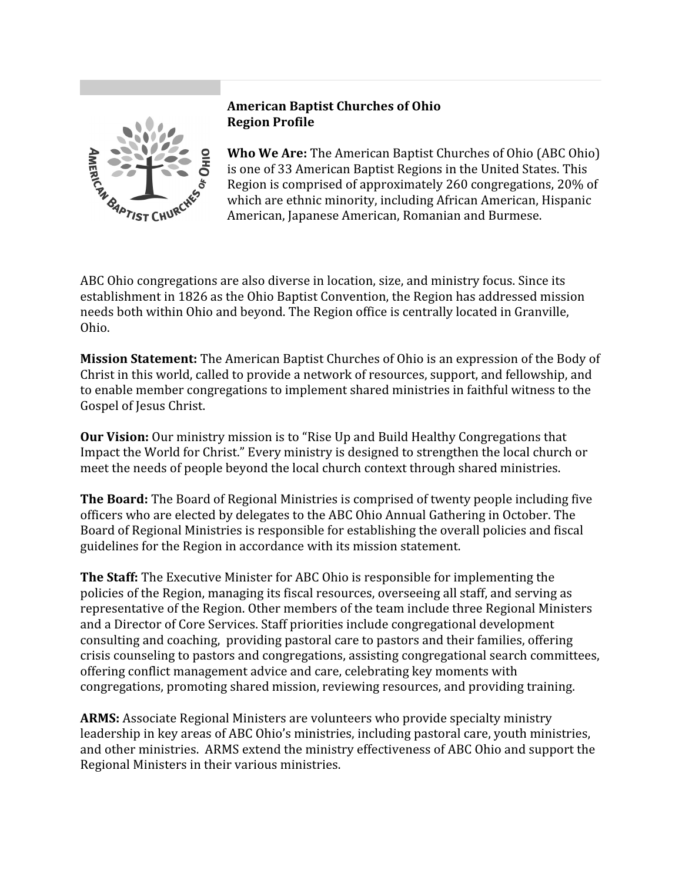**American Baptist Churches of Ohio**
**Region Profile**

**Who We Are:** The American Baptist Churches of Ohio (ABC Ohio) is one of 33 American Baptist Regions in the United States. This Region is comprised of approximately 260 congregations, 20% of which are ethnic minority, including African American, Hispanic American, Japanese American, Romanian and Burmese.

ABC Ohio congregations are also diverse in location, size, and ministry focus. Since its establishment in 1826 as the Ohio Baptist Convention, the Region has addressed mission needs both within Ohio and beyond. The Region office is centrally located in Granville, Ohio.

**Mission Statement:** The American Baptist Churches of Ohio is an expression of the Body of Christ in this world, called to provide a network of resources, support, and fellowship, and to enable member congregations to implement shared ministries in faithful witness to the Gospel of Jesus Christ.

**Our Vision:** Our ministry mission is to "Rise Up and Build Healthy Congregations that Impact the World for Christ." Every ministry is designed to strengthen the local church or meet the needs of people beyond the local church context through shared ministries.

**The Board:** The Board of Regional Ministries is comprised of twenty people including five officers who are elected by delegates to the ABC Ohio Annual Gathering in October. The Board of Regional Ministries is responsible for establishing the overall policies and fiscal guidelines for the Region in accordance with its mission statement.

**The Staff:** The Executive Minister for ABC Ohio is responsible for implementing the policies of the Region, managing its fiscal resources, overseeing all staff, and serving as representative of the Region. Other members of the team include three Regional Ministers and a Director of Core Services. Staff priorities include congregational development consulting and coaching, providing pastoral care to pastors and their families, offering crisis counseling to pastors and congregations, assisting congregational search committees, offering conflict management advice and care, celebrating key moments with congregations, promoting shared mission, reviewing resources, and providing training.

**ARMS:** Associate Regional Ministers are volunteers who provide specialty ministry leadership in key areas of ABC Ohio's ministries, including pastoral care, youth ministries, and other ministries. ARMS extend the ministry effectiveness of ABC Ohio and support the Regional Ministers in their various ministries.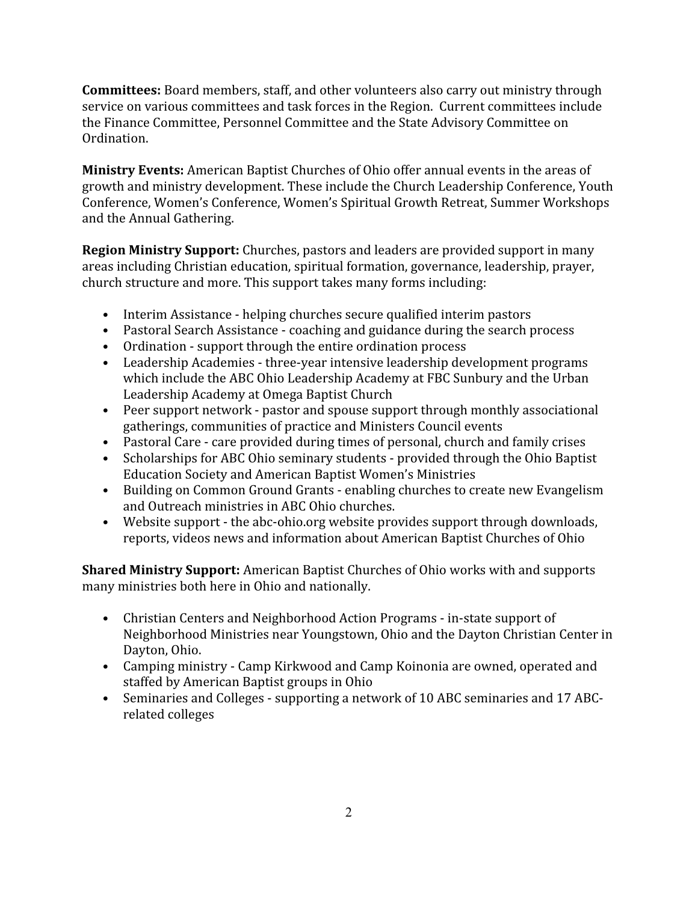**Committees:** Board members, staff, and other volunteers also carry out ministry through service on various committees and task forces in the Region. Current committees include the Finance Committee, Personnel Committee and the State Advisory Committee on Ordination.

**Ministry Events:** American Baptist Churches of Ohio offer annual events in the areas of growth and ministry development. These include the Church Leadership Conference, Youth Conference, Women's Conference, Women's Spiritual Growth Retreat, Summer Workshops and the Annual Gathering.

**Region Ministry Support:** Churches, pastors and leaders are provided support in many areas including Christian education, spiritual formation, governance, leadership, prayer, church structure and more. This support takes many forms including:

- Interim Assistance - helping churches secure qualified interim pastors
- Pastoral Search Assistance - coaching and guidance during the search process
- Ordination - support through the entire ordination process
- Leadership Academies - three-year intensive leadership development programs which include the ABC Ohio Leadership Academy at FBC Sunbury and the Urban Leadership Academy at Omega Baptist Church
- Peer support network - pastor and spouse support through monthly associational gatherings, communities of practice and Ministers Council events
- Pastoral Care - care provided during times of personal, church and family crises
- Scholarships for ABC Ohio seminary students - provided through the Ohio Baptist Education Society and American Baptist Women's Ministries
- Building on Common Ground Grants - enabling churches to create new Evangelism and Outreach ministries in ABC Ohio churches.
- Website support - the abc-ohio.org website provides support through downloads, reports, videos news and information about American Baptist Churches of Ohio

**Shared Ministry Support:** American Baptist Churches of Ohio works with and supports many ministries both here in Ohio and nationally.

- Christian Centers and Neighborhood Action Programs - in-state support of Neighborhood Ministries near Youngstown, Ohio and the Dayton Christian Center in Dayton, Ohio.
- Camping ministry - Camp Kirkwood and Camp Koinonia are owned, operated and staffed by American Baptist groups in Ohio
- Seminaries and Colleges - supporting a network of 10 ABC seminaries and 17 ABC-related colleges